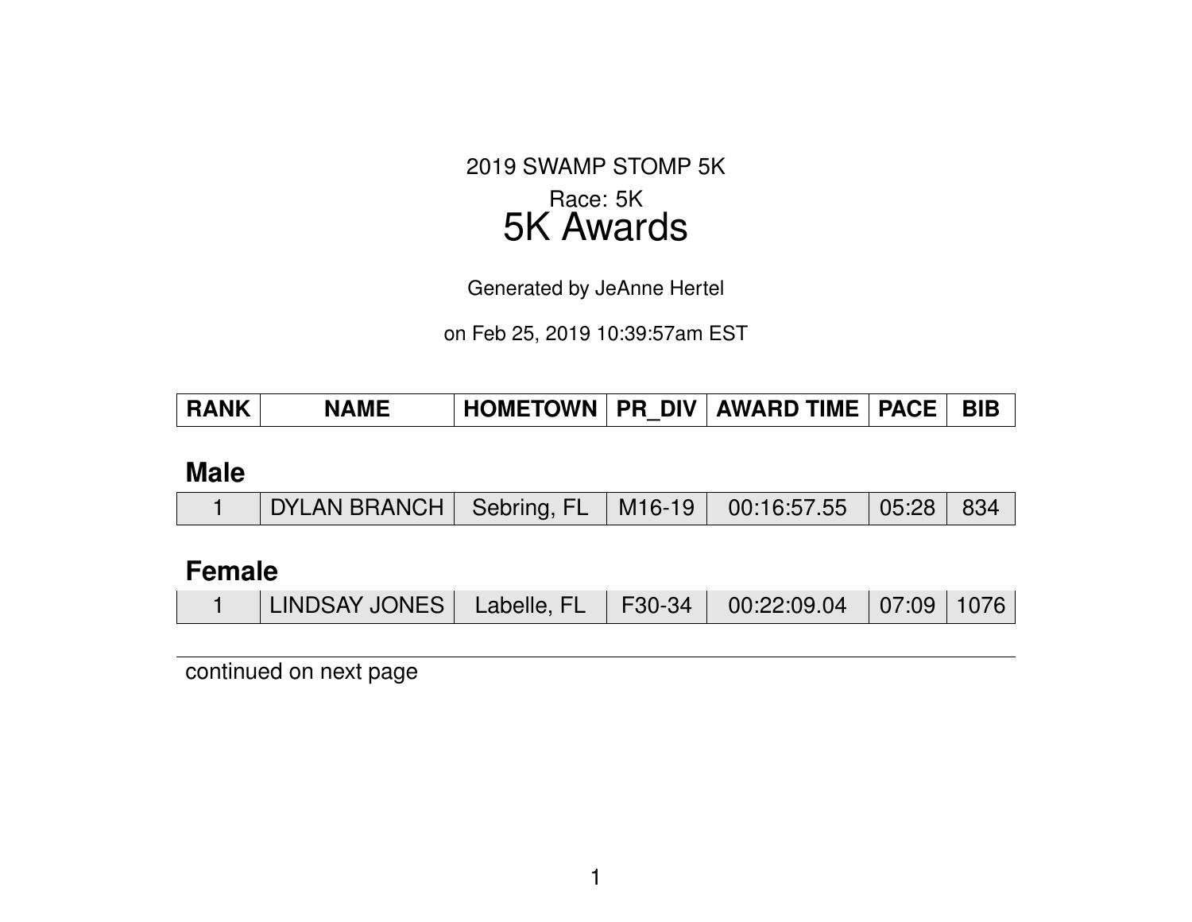2019 SWAMP STOMP 5K

Race: 5K

# 5K Awards

Generated by JeAnne Hertel

on Feb 25, 2019 10:39:57am EST

| RANK | NAME | HOMETOWN | PR_DIV | AWARD TIME | PACE | BIB |
|---|---|---|---|---|---|---|

## Male

| RANK | NAME | HOMETOWN | PR_DIV | AWARD TIME | PACE | BIB |
|---|---|---|---|---|---|---|
| 1 | DYLAN BRANCH | Sebring, FL | M16-19 | 00:16:57.55 | 05:28 | 834 |

## Female

| RANK | NAME | HOMETOWN | PR_DIV | AWARD TIME | PACE | BIB |
|---|---|---|---|---|---|---|
| 1 | LINDSAY JONES | Labelle, FL | F30-34 | 00:22:09.04 | 07:09 | 1076 |

continued on next page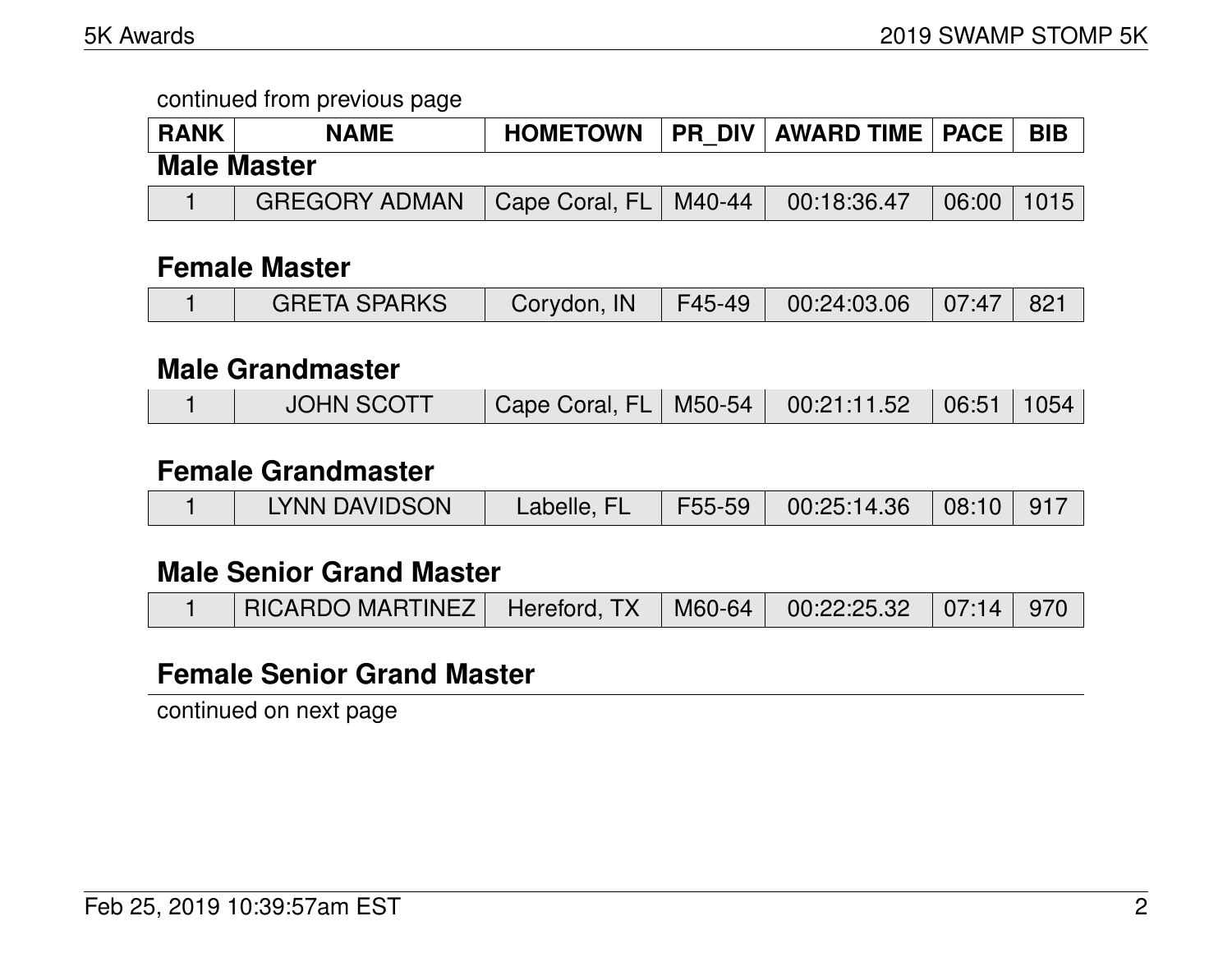continued from previous page

| RANK | NAME | HOMETOWN | PR_DIV | AWARD TIME | PACE | BIB |
|---|---|---|---|---|---|---|

## Male Master

| RANK | NAME | HOMETOWN | PR_DIV | AWARD TIME | PACE | BIB |
|---|---|---|---|---|---|---|
| 1 | GREGORY ADMAN | Cape Coral, FL | M40-44 | 00:18:36.47 | 06:00 | 1015 |

## Female Master

| RANK | NAME | HOMETOWN | PR_DIV | AWARD TIME | PACE | BIB |
|---|---|---|---|---|---|---|
| 1 | GRETA SPARKS | Corydon, IN | F45-49 | 00:24:03.06 | 07:47 | 821 |

## Male Grandmaster

| RANK | NAME | HOMETOWN | PR_DIV | AWARD TIME | PACE | BIB |
|---|---|---|---|---|---|---|
| 1 | JOHN SCOTT | Cape Coral, FL | M50-54 | 00:21:11.52 | 06:51 | 1054 |

## Female Grandmaster

| RANK | NAME | HOMETOWN | PR_DIV | AWARD TIME | PACE | BIB |
|---|---|---|---|---|---|---|
| 1 | LYNN DAVIDSON | Labelle, FL | F55-59 | 00:25:14.36 | 08:10 | 917 |

## Male Senior Grand Master

| RANK | NAME | HOMETOWN | PR_DIV | AWARD TIME | PACE | BIB |
|---|---|---|---|---|---|---|
| 1 | RICARDO MARTINEZ | Hereford, TX | M60-64 | 00:22:25.32 | 07:14 | 970 |

## Female Senior Grand Master

continued on next page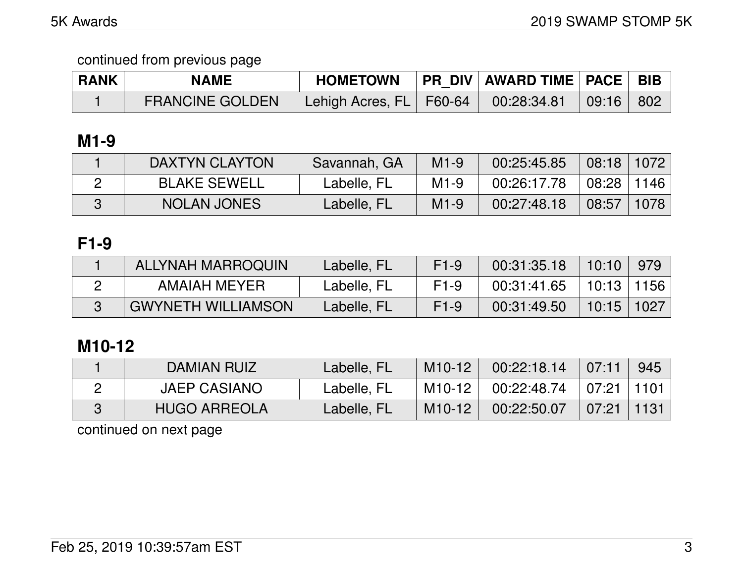continued from previous page

| RANK | NAME | HOMETOWN | PR_DIV | AWARD TIME | PACE | BIB |
|---|---|---|---|---|---|---|
| 1 | FRANCINE GOLDEN | Lehigh Acres, FL | F60-64 | 00:28:34.81 | 09:16 | 802 |

## M1-9

| RANK | NAME | HOMETOWN | PR_DIV | AWARD TIME | PACE | BIB |
|---|---|---|---|---|---|---|
| 1 | DAXTYN CLAYTON | Savannah, GA | M1-9 | 00:25:45.85 | 08:18 | 1072 |
| 2 | BLAKE SEWELL | Labelle, FL | M1-9 | 00:26:17.78 | 08:28 | 1146 |
| 3 | NOLAN JONES | Labelle, FL | M1-9 | 00:27:48.18 | 08:57 | 1078 |

## F1-9

| RANK | NAME | HOMETOWN | PR_DIV | AWARD TIME | PACE | BIB |
|---|---|---|---|---|---|---|
| 1 | ALLYNAH MARROQUIN | Labelle, FL | F1-9 | 00:31:35.18 | 10:10 | 979 |
| 2 | AMAIAH MEYER | Labelle, FL | F1-9 | 00:31:41.65 | 10:13 | 1156 |
| 3 | GWYNETH WILLIAMSON | Labelle, FL | F1-9 | 00:31:49.50 | 10:15 | 1027 |

## M10-12

| RANK | NAME | HOMETOWN | PR_DIV | AWARD TIME | PACE | BIB |
|---|---|---|---|---|---|---|
| 1 | DAMIAN RUIZ | Labelle, FL | M10-12 | 00:22:18.14 | 07:11 | 945 |
| 2 | JAEP CASIANO | Labelle, FL | M10-12 | 00:22:48.74 | 07:21 | 1101 |
| 3 | HUGO ARREOLA | Labelle, FL | M10-12 | 00:22:50.07 | 07:21 | 1131 |

continued on next page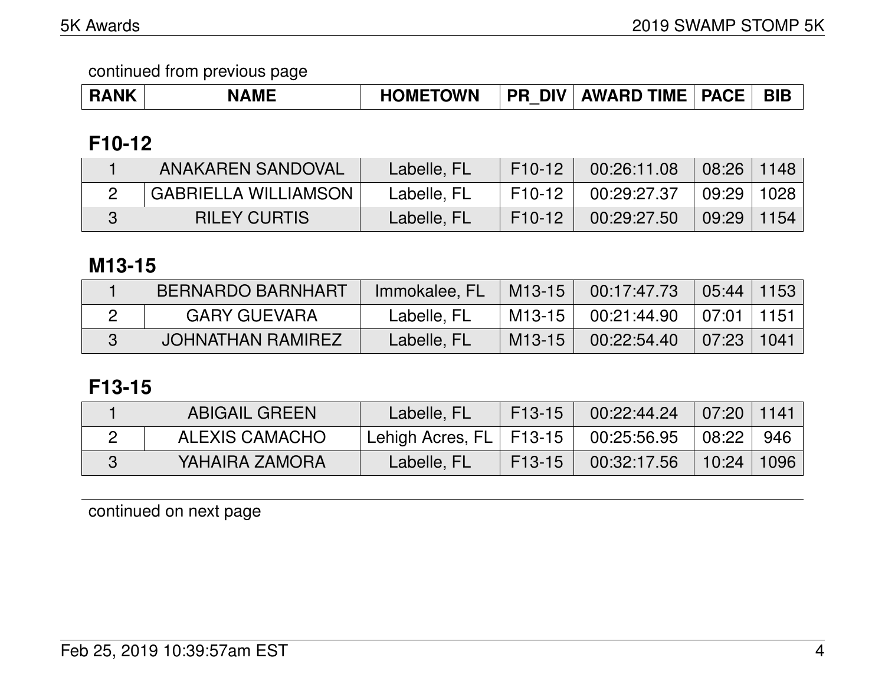continued from previous page

| RANK | NAME | HOMETOWN | PR_DIV | AWARD TIME | PACE | BIB |
|---|---|---|---|---|---|---|

## F10-12

| RANK | NAME | HOMETOWN | PR_DIV | AWARD TIME | PACE | BIB |
|---|---|---|---|---|---|---|
| 1 | ANAKAREN SANDOVAL | Labelle, FL | F10-12 | 00:26:11.08 | 08:26 | 1148 |
| 2 | GABRIELLA WILLIAMSON | Labelle, FL | F10-12 | 00:29:27.37 | 09:29 | 1028 |
| 3 | RILEY CURTIS | Labelle, FL | F10-12 | 00:29:27.50 | 09:29 | 1154 |

## M13-15

| RANK | NAME | HOMETOWN | PR_DIV | AWARD TIME | PACE | BIB |
|---|---|---|---|---|---|---|
| 1 | BERNARDO BARNHART | Immokalee, FL | M13-15 | 00:17:47.73 | 05:44 | 1153 |
| 2 | GARY GUEVARA | Labelle, FL | M13-15 | 00:21:44.90 | 07:01 | 1151 |
| 3 | JOHNATHAN RAMIREZ | Labelle, FL | M13-15 | 00:22:54.40 | 07:23 | 1041 |

## F13-15

| RANK | NAME | HOMETOWN | PR_DIV | AWARD TIME | PACE | BIB |
|---|---|---|---|---|---|---|
| 1 | ABIGAIL GREEN | Labelle, FL | F13-15 | 00:22:44.24 | 07:20 | 1141 |
| 2 | ALEXIS CAMACHO | Lehigh Acres, FL | F13-15 | 00:25:56.95 | 08:22 | 946 |
| 3 | YAHAIRA ZAMORA | Labelle, FL | F13-15 | 00:32:17.56 | 10:24 | 1096 |

continued on next page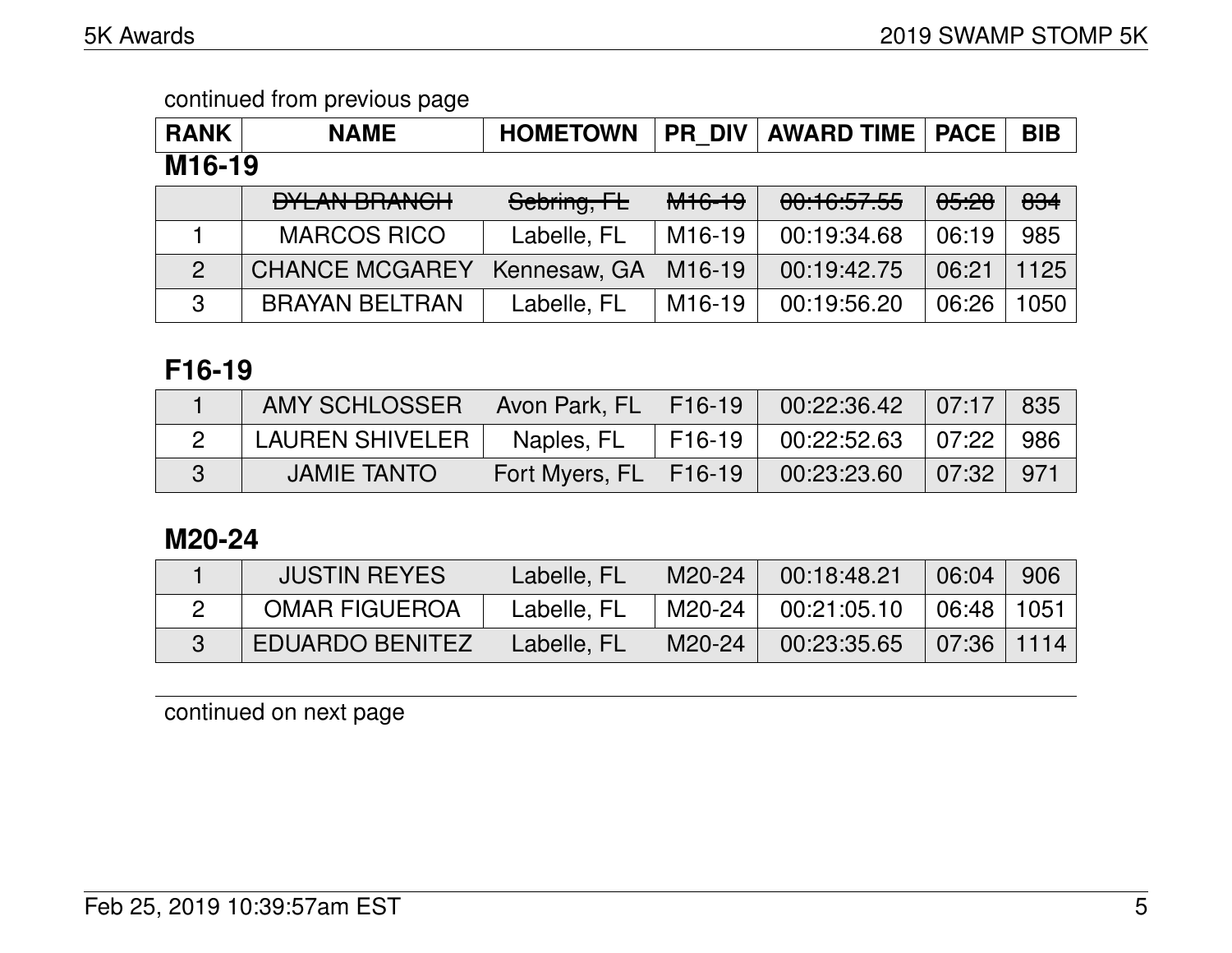continued from previous page

| RANK | NAME | HOMETOWN | PR_DIV | AWARD TIME | PACE | BIB |
|---|---|---|---|---|---|---|

## M16-19

| RANK | NAME | HOMETOWN | PR_DIV | AWARD TIME | PACE | BIB |
|---|---|---|---|---|---|---|
| | ~~DYLAN BRANCH~~ | ~~Sebring, FL~~ | ~~M16-19~~ | ~~00:16:57.55~~ | ~~05:28~~ | ~~834~~ |
| 1 | MARCOS RICO | Labelle, FL | M16-19 | 00:19:34.68 | 06:19 | 985 |
| 2 | CHANCE MCGAREY | Kennesaw, GA | M16-19 | 00:19:42.75 | 06:21 | 1125 |
| 3 | BRAYAN BELTRAN | Labelle, FL | M16-19 | 00:19:56.20 | 06:26 | 1050 |

## F16-19

| RANK | NAME | HOMETOWN | PR_DIV | AWARD TIME | PACE | BIB |
|---|---|---|---|---|---|---|
| 1 | AMY SCHLOSSER | Avon Park, FL | F16-19 | 00:22:36.42 | 07:17 | 835 |
| 2 | LAUREN SHIVELER | Naples, FL | F16-19 | 00:22:52.63 | 07:22 | 986 |
| 3 | JAMIE TANTO | Fort Myers, FL | F16-19 | 00:23:23.60 | 07:32 | 971 |

## M20-24

| RANK | NAME | HOMETOWN | PR_DIV | AWARD TIME | PACE | BIB |
|---|---|---|---|---|---|---|
| 1 | JUSTIN REYES | Labelle, FL | M20-24 | 00:18:48.21 | 06:04 | 906 |
| 2 | OMAR FIGUEROA | Labelle, FL | M20-24 | 00:21:05.10 | 06:48 | 1051 |
| 3 | EDUARDO BENITEZ | Labelle, FL | M20-24 | 00:23:35.65 | 07:36 | 1114 |

continued on next page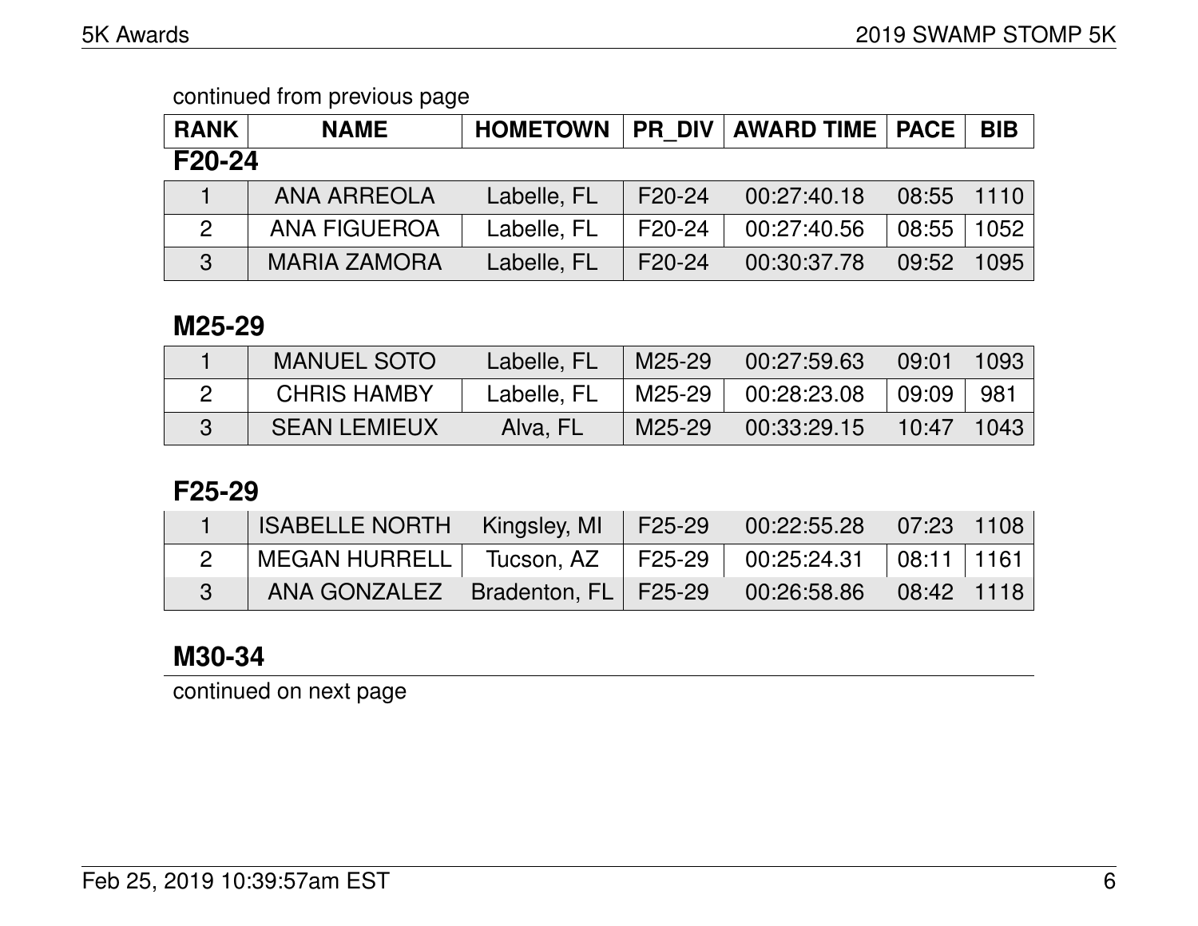continued from previous page

| RANK | NAME | HOMETOWN | PR_DIV | AWARD TIME | PACE | BIB |
|---|---|---|---|---|---|---|

## F20-24

| RANK | NAME | HOMETOWN | PR_DIV | AWARD TIME | PACE | BIB |
|---|---|---|---|---|---|---|
| 1 | ANA ARREOLA | Labelle, FL | F20-24 | 00:27:40.18 | 08:55 | 1110 |
| 2 | ANA FIGUEROA | Labelle, FL | F20-24 | 00:27:40.56 | 08:55 | 1052 |
| 3 | MARIA ZAMORA | Labelle, FL | F20-24 | 00:30:37.78 | 09:52 | 1095 |

## M25-29

| RANK | NAME | HOMETOWN | PR_DIV | AWARD TIME | PACE | BIB |
|---|---|---|---|---|---|---|
| 1 | MANUEL SOTO | Labelle, FL | M25-29 | 00:27:59.63 | 09:01 | 1093 |
| 2 | CHRIS HAMBY | Labelle, FL | M25-29 | 00:28:23.08 | 09:09 | 981 |
| 3 | SEAN LEMIEUX | Alva, FL | M25-29 | 00:33:29.15 | 10:47 | 1043 |

## F25-29

| RANK | NAME | HOMETOWN | PR_DIV | AWARD TIME | PACE | BIB |
|---|---|---|---|---|---|---|
| 1 | ISABELLE NORTH | Kingsley, MI | F25-29 | 00:22:55.28 | 07:23 | 1108 |
| 2 | MEGAN HURRELL | Tucson, AZ | F25-29 | 00:25:24.31 | 08:11 | 1161 |
| 3 | ANA GONZALEZ | Bradenton, FL | F25-29 | 00:26:58.86 | 08:42 | 1118 |

## M30-34

continued on next page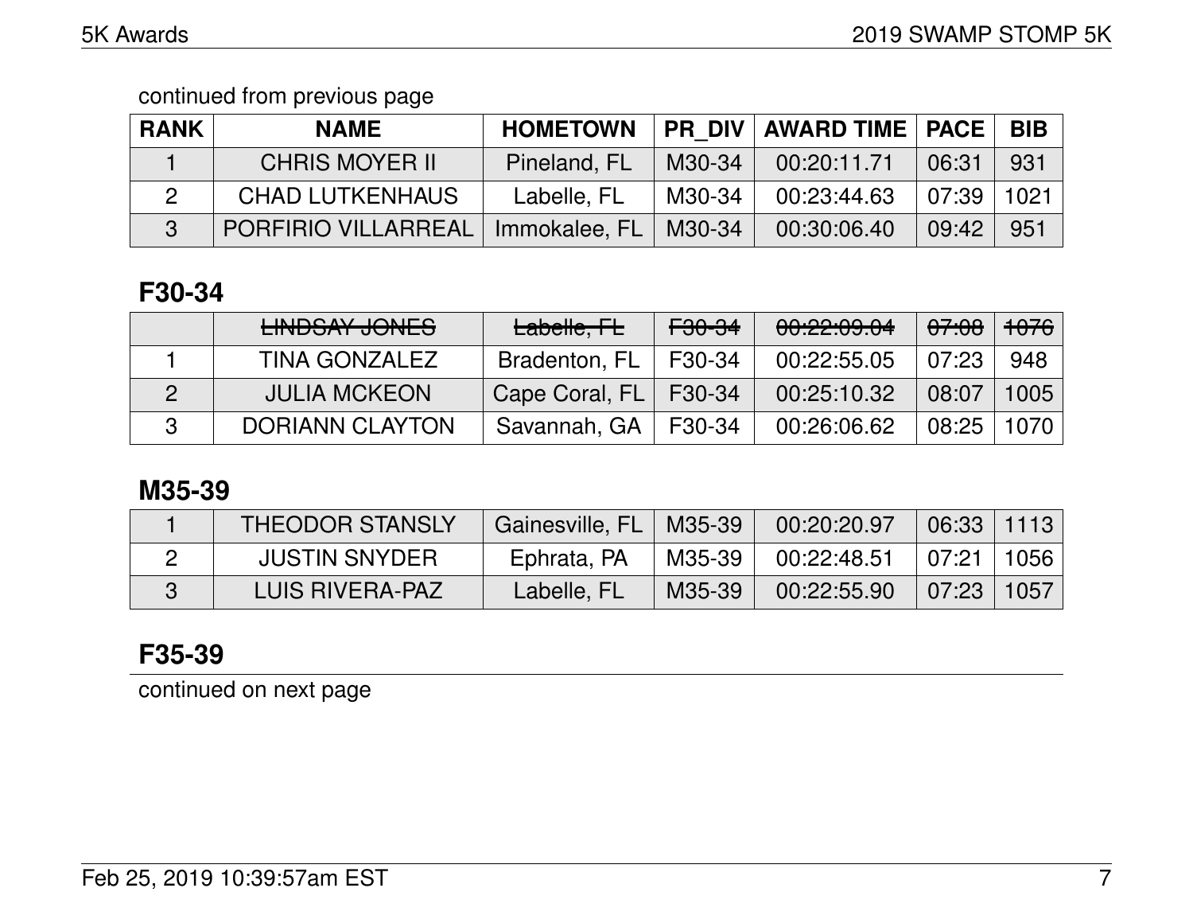continued from previous page

| RANK | NAME | HOMETOWN | PR_DIV | AWARD TIME | PACE | BIB |
| --- | --- | --- | --- | --- | --- | --- |
| 1 | CHRIS MOYER II | Pineland, FL | M30-34 | 00:20:11.71 | 06:31 | 931 |
| 2 | CHAD LUTKENHAUS | Labelle, FL | M30-34 | 00:23:44.63 | 07:39 | 1021 |
| 3 | PORFIRIO VILLARREAL | Immokalee, FL | M30-34 | 00:30:06.40 | 09:42 | 951 |

## F30-34

| RANK | NAME | HOMETOWN | PR_DIV | AWARD TIME | PACE | BIB |
| --- | --- | --- | --- | --- | --- | --- |
| | ~~LINDSAY JONES~~ | ~~Labelle, FL~~ | ~~F30-34~~ | ~~00:22:09.04~~ | ~~07:08~~ | ~~1076~~ |
| 1 | TINA GONZALEZ | Bradenton, FL | F30-34 | 00:22:55.05 | 07:23 | 948 |
| 2 | JULIA MCKEON | Cape Coral, FL | F30-34 | 00:25:10.32 | 08:07 | 1005 |
| 3 | DORIANN CLAYTON | Savannah, GA | F30-34 | 00:26:06.62 | 08:25 | 1070 |

## M35-39

| RANK | NAME | HOMETOWN | PR_DIV | AWARD TIME | PACE | BIB |
| --- | --- | --- | --- | --- | --- | --- |
| 1 | THEODOR STANSLY | Gainesville, FL | M35-39 | 00:20:20.97 | 06:33 | 1113 |
| 2 | JUSTIN SNYDER | Ephrata, PA | M35-39 | 00:22:48.51 | 07:21 | 1056 |
| 3 | LUIS RIVERA-PAZ | Labelle, FL | M35-39 | 00:22:55.90 | 07:23 | 1057 |

## F35-39

continued on next page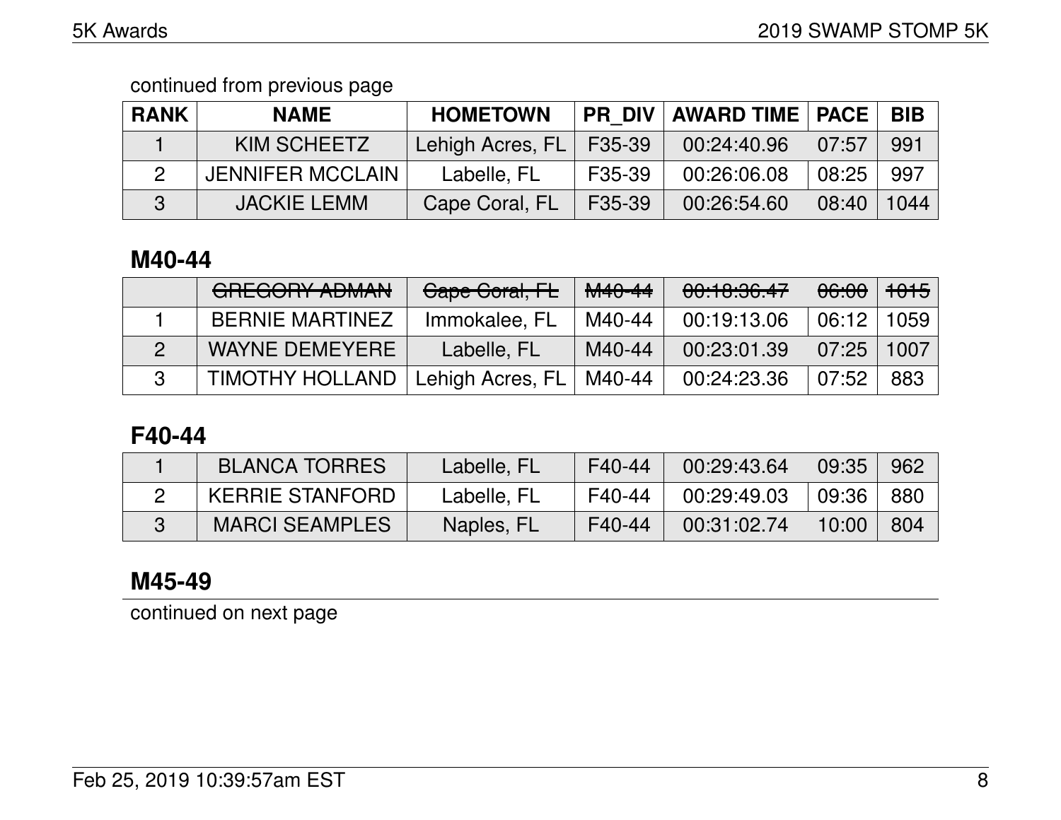continued from previous page

| RANK | NAME | HOMETOWN | PR_DIV | AWARD TIME | PACE | BIB |
|---|---|---|---|---|---|---|
| 1 | KIM SCHEETZ | Lehigh Acres, FL | F35-39 | 00:24:40.96 | 07:57 | 991 |
| 2 | JENNIFER MCCLAIN | Labelle, FL | F35-39 | 00:26:06.08 | 08:25 | 997 |
| 3 | JACKIE LEMM | Cape Coral, FL | F35-39 | 00:26:54.60 | 08:40 | 1044 |

## M40-44

| RANK | NAME | HOMETOWN | PR_DIV | AWARD TIME | PACE | BIB |
|---|---|---|---|---|---|---|
| | ~~GREGORY ADMAN~~ | ~~Cape Coral, FL~~ | ~~M40-44~~ | ~~00:18:36.47~~ | ~~06:00~~ | ~~1015~~ |
| 1 | BERNIE MARTINEZ | Immokalee, FL | M40-44 | 00:19:13.06 | 06:12 | 1059 |
| 2 | WAYNE DEMEYERE | Labelle, FL | M40-44 | 00:23:01.39 | 07:25 | 1007 |
| 3 | TIMOTHY HOLLAND | Lehigh Acres, FL | M40-44 | 00:24:23.36 | 07:52 | 883 |

## F40-44

| RANK | NAME | HOMETOWN | PR_DIV | AWARD TIME | PACE | BIB |
|---|---|---|---|---|---|---|
| 1 | BLANCA TORRES | Labelle, FL | F40-44 | 00:29:43.64 | 09:35 | 962 |
| 2 | KERRIE STANFORD | Labelle, FL | F40-44 | 00:29:49.03 | 09:36 | 880 |
| 3 | MARCI SEAMPLES | Naples, FL | F40-44 | 00:31:02.74 | 10:00 | 804 |

## M45-49

continued on next page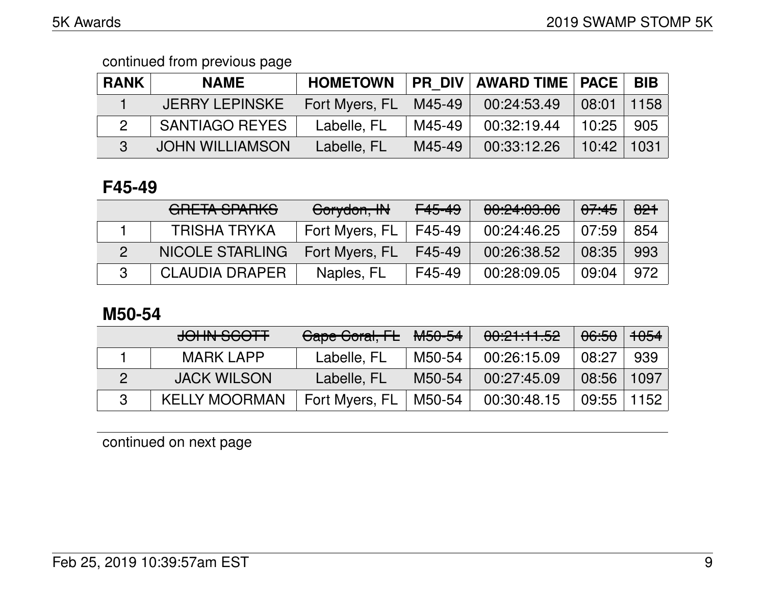continued from previous page

| RANK | NAME | HOMETOWN | PR_DIV | AWARD TIME | PACE | BIB |
|---|---|---|---|---|---|---|
| 1 | JERRY LEPINSKE | Fort Myers, FL | M45-49 | 00:24:53.49 | 08:01 | 1158 |
| 2 | SANTIAGO REYES | Labelle, FL | M45-49 | 00:32:19.44 | 10:25 | 905 |
| 3 | JOHN WILLIAMSON | Labelle, FL | M45-49 | 00:33:12.26 | 10:42 | 1031 |

## F45-49

| RANK | NAME | HOMETOWN | PR_DIV | AWARD TIME | PACE | BIB |
|---|---|---|---|---|---|---|
| | ~~GRETA SPARKS~~ | ~~Corydon, IN~~ | ~~F45-49~~ | ~~00:24:03.06~~ | ~~07:45~~ | ~~821~~ |
| 1 | TRISHA TRYKA | Fort Myers, FL | F45-49 | 00:24:46.25 | 07:59 | 854 |
| 2 | NICOLE STARLING | Fort Myers, FL | F45-49 | 00:26:38.52 | 08:35 | 993 |
| 3 | CLAUDIA DRAPER | Naples, FL | F45-49 | 00:28:09.05 | 09:04 | 972 |

## M50-54

| RANK | NAME | HOMETOWN | PR_DIV | AWARD TIME | PACE | BIB |
|---|---|---|---|---|---|---|
| | ~~JOHN SCOTT~~ | ~~Cape Coral, FL~~ | ~~M50-54~~ | ~~00:21:11.52~~ | ~~06:50~~ | ~~1054~~ |
| 1 | MARK LAPP | Labelle, FL | M50-54 | 00:26:15.09 | 08:27 | 939 |
| 2 | JACK WILSON | Labelle, FL | M50-54 | 00:27:45.09 | 08:56 | 1097 |
| 3 | KELLY MOORMAN | Fort Myers, FL | M50-54 | 00:30:48.15 | 09:55 | 1152 |

continued on next page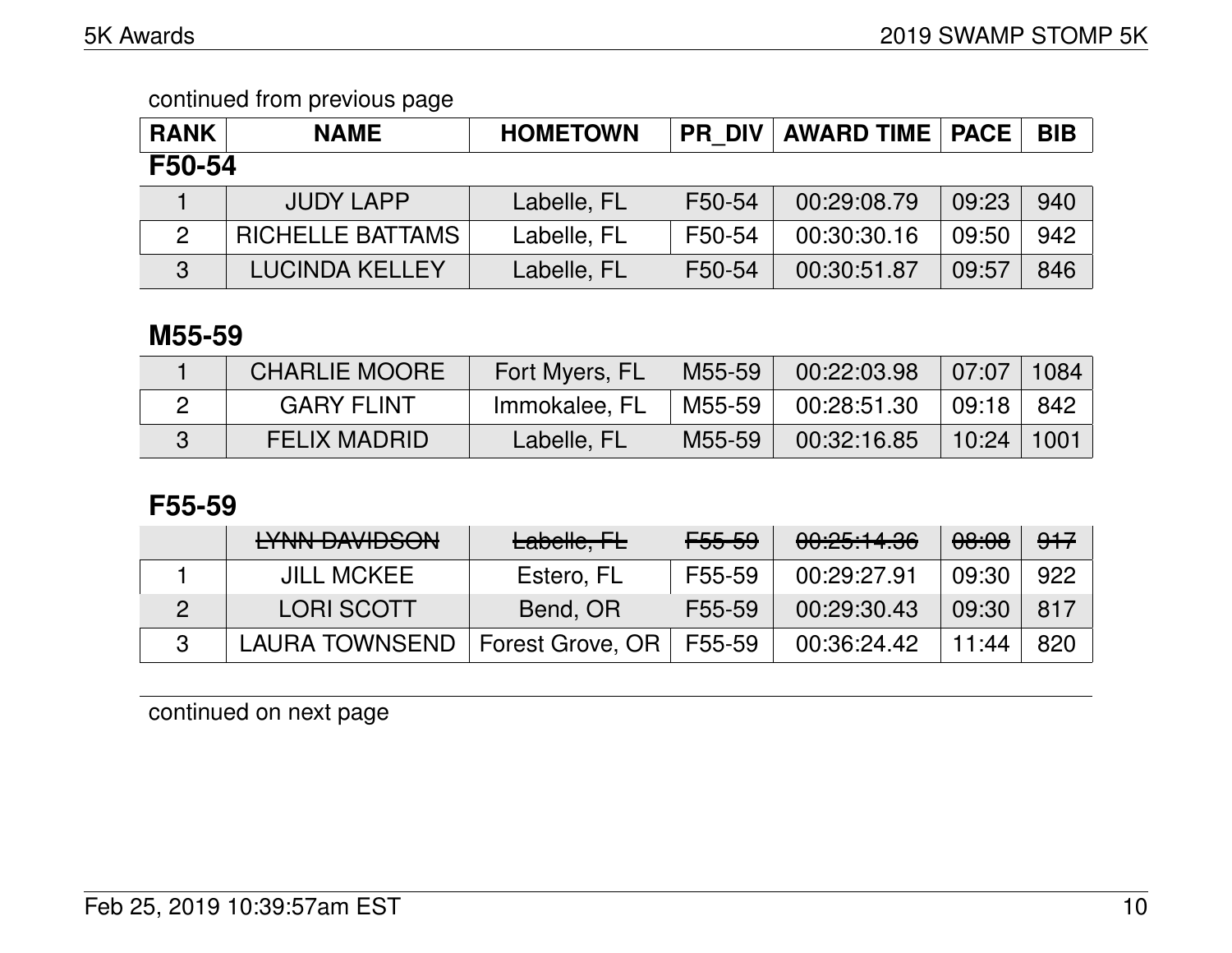continued from previous page

| RANK | NAME | HOMETOWN | PR_DIV | AWARD TIME | PACE | BIB |
|---|---|---|---|---|---|---|

## F50-54

| RANK | NAME | HOMETOWN | PR_DIV | AWARD TIME | PACE | BIB |
|---|---|---|---|---|---|---|
| 1 | JUDY LAPP | Labelle, FL | F50-54 | 00:29:08.79 | 09:23 | 940 |
| 2 | RICHELLE BATTAMS | Labelle, FL | F50-54 | 00:30:30.16 | 09:50 | 942 |
| 3 | LUCINDA KELLEY | Labelle, FL | F50-54 | 00:30:51.87 | 09:57 | 846 |

## M55-59

| RANK | NAME | HOMETOWN | PR_DIV | AWARD TIME | PACE | BIB |
|---|---|---|---|---|---|---|
| 1 | CHARLIE MOORE | Fort Myers, FL | M55-59 | 00:22:03.98 | 07:07 | 1084 |
| 2 | GARY FLINT | Immokalee, FL | M55-59 | 00:28:51.30 | 09:18 | 842 |
| 3 | FELIX MADRID | Labelle, FL | M55-59 | 00:32:16.85 | 10:24 | 1001 |

## F55-59

| RANK | NAME | HOMETOWN | PR_DIV | AWARD TIME | PACE | BIB |
|---|---|---|---|---|---|---|
| | ~~LYNN DAVIDSON~~ | ~~Labelle, FL~~ | ~~F55-59~~ | ~~00:25:14.36~~ | ~~08:08~~ | ~~917~~ |
| 1 | JILL MCKEE | Estero, FL | F55-59 | 00:29:27.91 | 09:30 | 922 |
| 2 | LORI SCOTT | Bend, OR | F55-59 | 00:29:30.43 | 09:30 | 817 |
| 3 | LAURA TOWNSEND | Forest Grove, OR | F55-59 | 00:36:24.42 | 11:44 | 820 |

continued on next page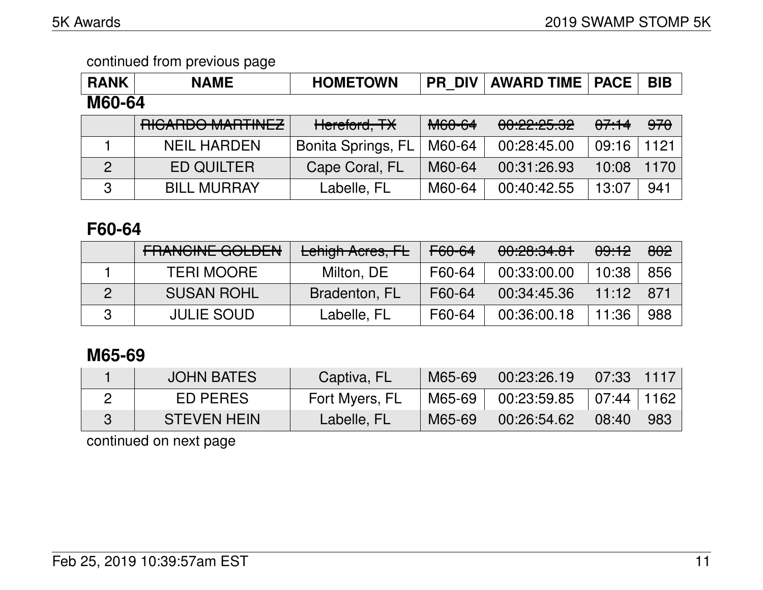continued from previous page

| RANK | NAME | HOMETOWN | PR_DIV | AWARD TIME | PACE | BIB |
|---|---|---|---|---|---|---|

## M60-64

| RANK | NAME | HOMETOWN | PR_DIV | AWARD TIME | PACE | BIB |
|---|---|---|---|---|---|---|
| | ~~RICARDO MARTINEZ~~ | ~~Hereford, TX~~ | ~~M60-64~~ | ~~00:22:25.32~~ | ~~07:14~~ | ~~970~~ |
| 1 | NEIL HARDEN | Bonita Springs, FL | M60-64 | 00:28:45.00 | 09:16 | 1121 |
| 2 | ED QUILTER | Cape Coral, FL | M60-64 | 00:31:26.93 | 10:08 | 1170 |
| 3 | BILL MURRAY | Labelle, FL | M60-64 | 00:40:42.55 | 13:07 | 941 |

## F60-64

| RANK | NAME | HOMETOWN | PR_DIV | AWARD TIME | PACE | BIB |
|---|---|---|---|---|---|---|
| | ~~FRANCINE GOLDEN~~ | ~~Lehigh Acres, FL~~ | ~~F60-64~~ | ~~00:28:34.81~~ | ~~09:12~~ | ~~802~~ |
| 1 | TERI MOORE | Milton, DE | F60-64 | 00:33:00.00 | 10:38 | 856 |
| 2 | SUSAN ROHL | Bradenton, FL | F60-64 | 00:34:45.36 | 11:12 | 871 |
| 3 | JULIE SOUD | Labelle, FL | F60-64 | 00:36:00.18 | 11:36 | 988 |

## M65-69

| RANK | NAME | HOMETOWN | PR_DIV | AWARD TIME | PACE | BIB |
|---|---|---|---|---|---|---|
| 1 | JOHN BATES | Captiva, FL | M65-69 | 00:23:26.19 | 07:33 | 1117 |
| 2 | ED PERES | Fort Myers, FL | M65-69 | 00:23:59.85 | 07:44 | 1162 |
| 3 | STEVEN HEIN | Labelle, FL | M65-69 | 00:26:54.62 | 08:40 | 983 |

continued on next page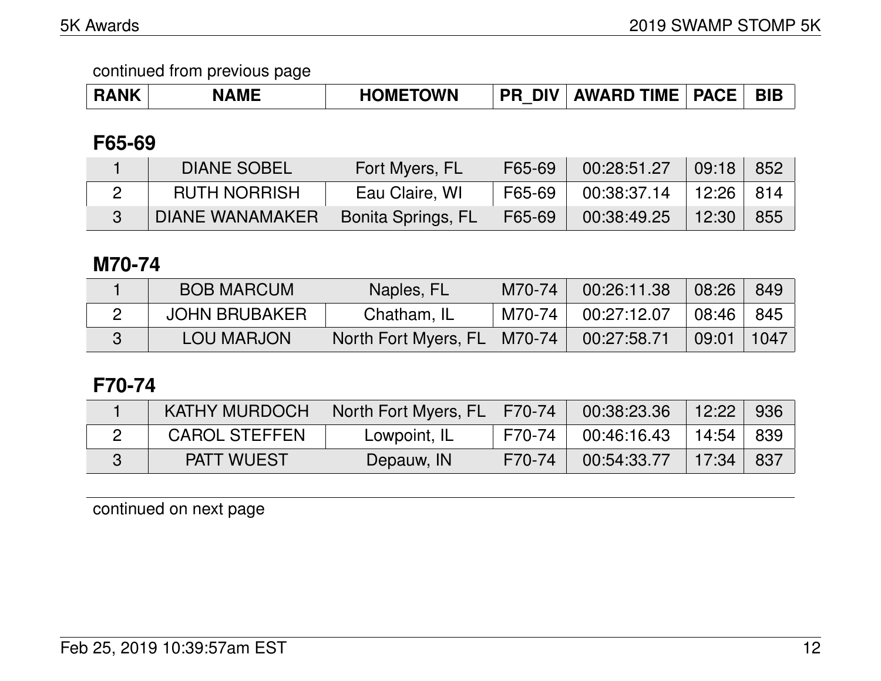continued from previous page

| RANK | NAME | HOMETOWN | PR_DIV | AWARD TIME | PACE | BIB |
|---|---|---|---|---|---|---|

### F65-69

| RANK | NAME | HOMETOWN | PR_DIV | AWARD TIME | PACE | BIB |
|---|---|---|---|---|---|---|
| 1 | DIANE SOBEL | Fort Myers, FL | F65-69 | 00:28:51.27 | 09:18 | 852 |
| 2 | RUTH NORRISH | Eau Claire, WI | F65-69 | 00:38:37.14 | 12:26 | 814 |
| 3 | DIANE WANAMAKER | Bonita Springs, FL | F65-69 | 00:38:49.25 | 12:30 | 855 |

### M70-74

| RANK | NAME | HOMETOWN | PR_DIV | AWARD TIME | PACE | BIB |
|---|---|---|---|---|---|---|
| 1 | BOB MARCUM | Naples, FL | M70-74 | 00:26:11.38 | 08:26 | 849 |
| 2 | JOHN BRUBAKER | Chatham, IL | M70-74 | 00:27:12.07 | 08:46 | 845 |
| 3 | LOU MARJON | North Fort Myers, FL | M70-74 | 00:27:58.71 | 09:01 | 1047 |

### F70-74

| RANK | NAME | HOMETOWN | PR_DIV | AWARD TIME | PACE | BIB |
|---|---|---|---|---|---|---|
| 1 | KATHY MURDOCH | North Fort Myers, FL | F70-74 | 00:38:23.36 | 12:22 | 936 |
| 2 | CAROL STEFFEN | Lowpoint, IL | F70-74 | 00:46:16.43 | 14:54 | 839 |
| 3 | PATT WUEST | Depauw, IN | F70-74 | 00:54:33.77 | 17:34 | 837 |

continued on next page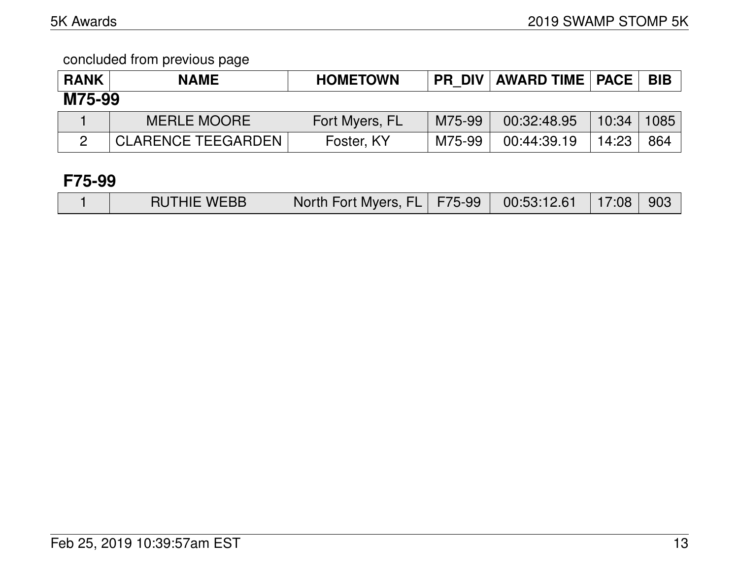concluded from previous page

| RANK | NAME | HOMETOWN | PR_DIV | AWARD TIME | PACE | BIB |
|---|---|---|---|---|---|---|

## M75-99

| RANK | NAME | HOMETOWN | PR_DIV | AWARD TIME | PACE | BIB |
|---|---|---|---|---|---|---|
| 1 | MERLE MOORE | Fort Myers, FL | M75-99 | 00:32:48.95 | 10:34 | 1085 |
| 2 | CLARENCE TEEGARDEN | Foster, KY | M75-99 | 00:44:39.19 | 14:23 | 864 |

## F75-99

| RANK | NAME | HOMETOWN | PR_DIV | AWARD TIME | PACE | BIB |
|---|---|---|---|---|---|---|
| 1 | RUTHIE WEBB | North Fort Myers, FL | F75-99 | 00:53:12.61 | 17:08 | 903 |